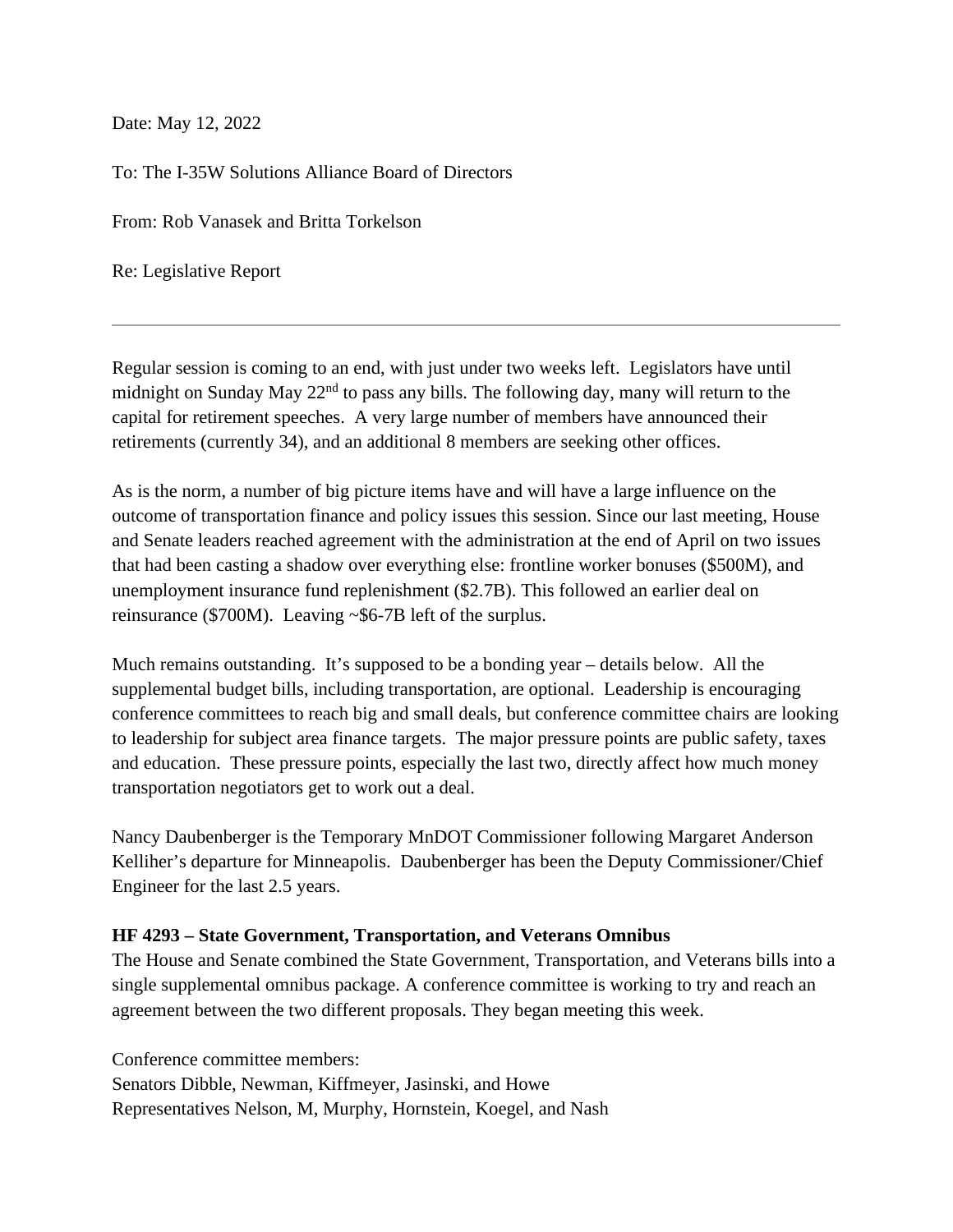Date: May 12, 2022

To: The I-35W Solutions Alliance Board of Directors

From: Rob Vanasek and Britta Torkelson

Re: Legislative Report

---

Regular session is coming to an end, with just under two weeks left. Legislators have until midnight on Sunday May 22nd to pass any bills. The following day, many will return to the capital for retirement speeches. A very large number of members have announced their retirements (currently 34), and an additional 8 members are seeking other offices.

As is the norm, a number of big picture items have and will have a large influence on the outcome of transportation finance and policy issues this session. Since our last meeting, House and Senate leaders reached agreement with the administration at the end of April on two issues that had been casting a shadow over everything else: frontline worker bonuses ($500M), and unemployment insurance fund replenishment ($2.7B). This followed an earlier deal on reinsurance ($700M). Leaving ~$6-7B left of the surplus.

Much remains outstanding. It's supposed to be a bonding year – details below. All the supplemental budget bills, including transportation, are optional. Leadership is encouraging conference committees to reach big and small deals, but conference committee chairs are looking to leadership for subject area finance targets. The major pressure points are public safety, taxes and education. These pressure points, especially the last two, directly affect how much money transportation negotiators get to work out a deal.

Nancy Daubenberger is the Temporary MnDOT Commissioner following Margaret Anderson Kelliher's departure for Minneapolis. Daubenberger has been the Deputy Commissioner/Chief Engineer for the last 2.5 years.

**HF 4293 – State Government, Transportation, and Veterans Omnibus**

The House and Senate combined the State Government, Transportation, and Veterans bills into a single supplemental omnibus package. A conference committee is working to try and reach an agreement between the two different proposals. They began meeting this week.

Conference committee members:
Senators Dibble, Newman, Kiffmeyer, Jasinski, and Howe
Representatives Nelson, M, Murphy, Hornstein, Koegel, and Nash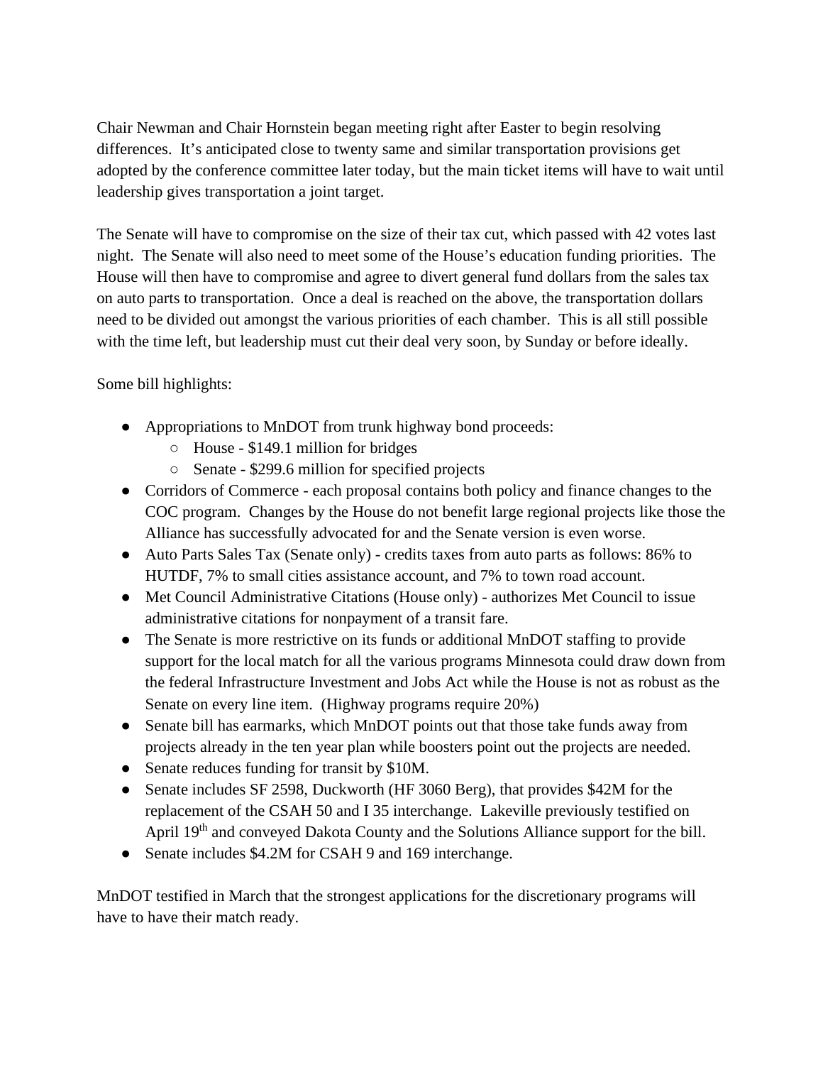Chair Newman and Chair Hornstein began meeting right after Easter to begin resolving differences. It's anticipated close to twenty same and similar transportation provisions get adopted by the conference committee later today, but the main ticket items will have to wait until leadership gives transportation a joint target.

The Senate will have to compromise on the size of their tax cut, which passed with 42 votes last night. The Senate will also need to meet some of the House's education funding priorities. The House will then have to compromise and agree to divert general fund dollars from the sales tax on auto parts to transportation. Once a deal is reached on the above, the transportation dollars need to be divided out amongst the various priorities of each chamber. This is all still possible with the time left, but leadership must cut their deal very soon, by Sunday or before ideally.

Some bill highlights:

- Appropriations to MnDOT from trunk highway bond proceeds:
  - House - $149.1 million for bridges
  - Senate - $299.6 million for specified projects
- Corridors of Commerce - each proposal contains both policy and finance changes to the COC program. Changes by the House do not benefit large regional projects like those the Alliance has successfully advocated for and the Senate version is even worse.
- Auto Parts Sales Tax (Senate only) - credits taxes from auto parts as follows: 86% to HUTDF, 7% to small cities assistance account, and 7% to town road account.
- Met Council Administrative Citations (House only) - authorizes Met Council to issue administrative citations for nonpayment of a transit fare.
- The Senate is more restrictive on its funds or additional MnDOT staffing to provide support for the local match for all the various programs Minnesota could draw down from the federal Infrastructure Investment and Jobs Act while the House is not as robust as the Senate on every line item. (Highway programs require 20%)
- Senate bill has earmarks, which MnDOT points out that those take funds away from projects already in the ten year plan while boosters point out the projects are needed.
- Senate reduces funding for transit by $10M.
- Senate includes SF 2598, Duckworth (HF 3060 Berg), that provides $42M for the replacement of the CSAH 50 and I 35 interchange. Lakeville previously testified on April 19th and conveyed Dakota County and the Solutions Alliance support for the bill.
- Senate includes $4.2M for CSAH 9 and 169 interchange.

MnDOT testified in March that the strongest applications for the discretionary programs will have to have their match ready.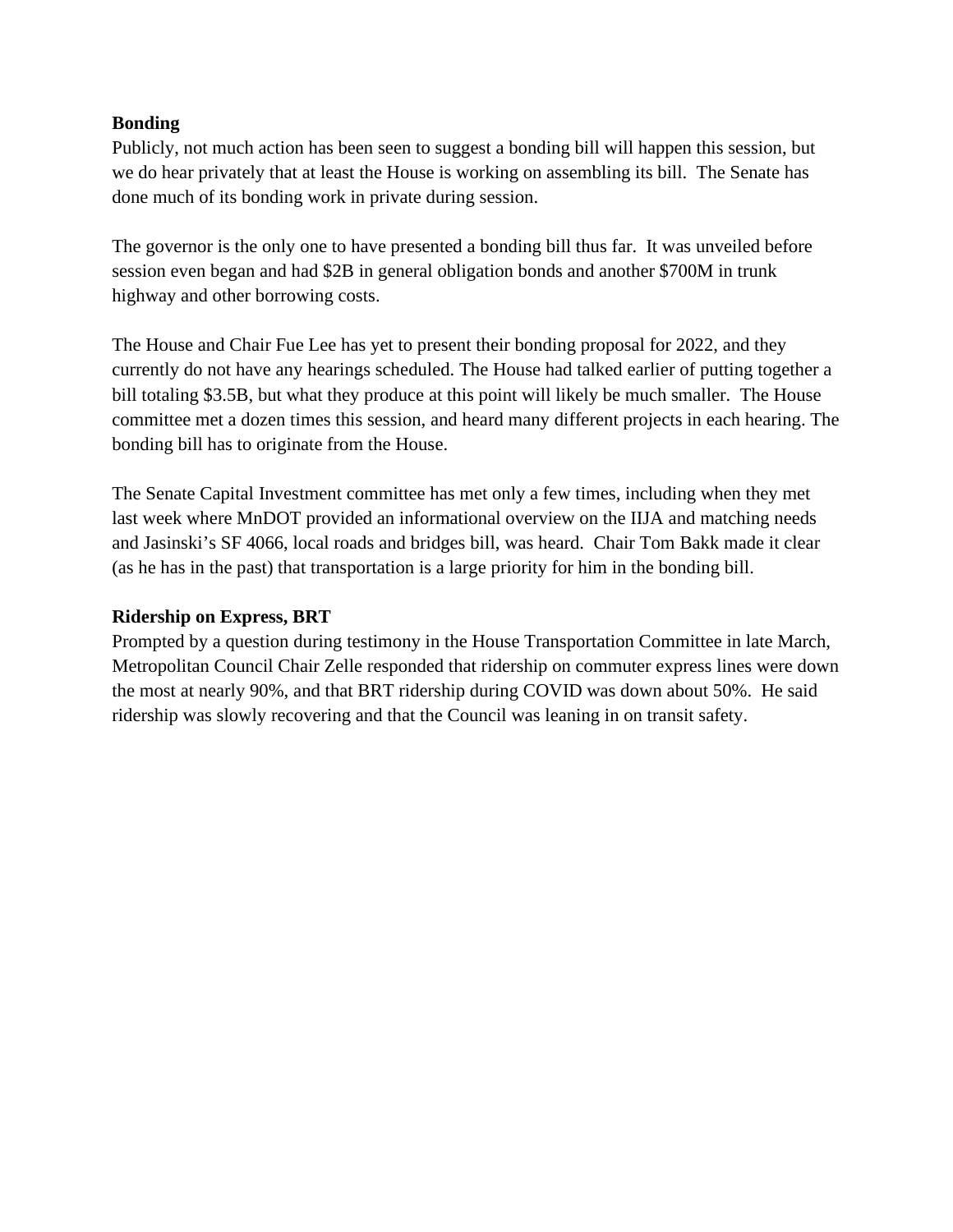**Bonding**

Publicly, not much action has been seen to suggest a bonding bill will happen this session, but we do hear privately that at least the House is working on assembling its bill. The Senate has done much of its bonding work in private during session.

The governor is the only one to have presented a bonding bill thus far. It was unveiled before session even began and had $2B in general obligation bonds and another $700M in trunk highway and other borrowing costs.

The House and Chair Fue Lee has yet to present their bonding proposal for 2022, and they currently do not have any hearings scheduled. The House had talked earlier of putting together a bill totaling $3.5B, but what they produce at this point will likely be much smaller. The House committee met a dozen times this session, and heard many different projects in each hearing. The bonding bill has to originate from the House.

The Senate Capital Investment committee has met only a few times, including when they met last week where MnDOT provided an informational overview on the IIJA and matching needs and Jasinski's SF 4066, local roads and bridges bill, was heard. Chair Tom Bakk made it clear (as he has in the past) that transportation is a large priority for him in the bonding bill.

**Ridership on Express, BRT**

Prompted by a question during testimony in the House Transportation Committee in late March, Metropolitan Council Chair Zelle responded that ridership on commuter express lines were down the most at nearly 90%, and that BRT ridership during COVID was down about 50%. He said ridership was slowly recovering and that the Council was leaning in on transit safety.